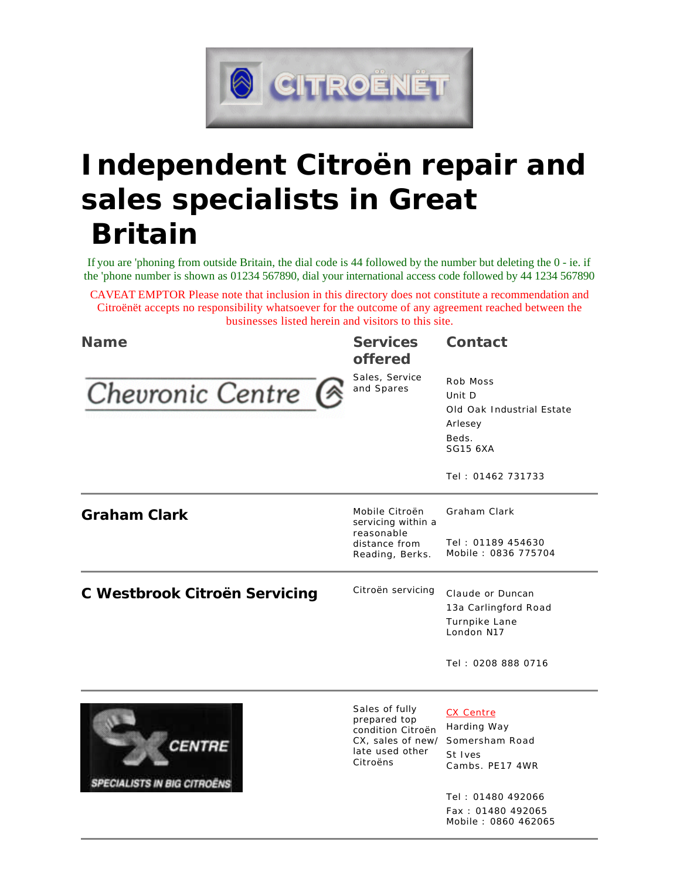# Independent Citroën repair and sales specialists in Great Britain

If you are 'phoning from outside Britain, the dial code is 44 followed by the number but deleting the 0 - ie. if the 'phone number is shown as 01234 567890, dial your international access code followed by 44 1234 567890

CAVEAT EMPTOR Please note that inclusion in this directory does not constitute a recommendation and Citroënët accepts no responsibility whatsoever for the outcome of any agreement reached between the businesses listed herein and visitors to this site.

| Name | Services offered | Contact |
|---|---|---|
| Chevronic Centre | Sales, Service and Spares | Rob Moss<br>Unit D<br>Old Oak Industrial Estate<br>Arlesey<br>Beds.<br>SG15 6XA<br><br>Tel : 01462 731733 |
| **Graham Clark** | Mobile Citroën servicing within a reasonable distance from Reading, Berks. | Graham Clark<br><br>Tel : 01189 454630<br>Mobile : 0836 775704 |
| **C Westbrook Citroën Servicing** | Citroën servicing | Claude or Duncan<br>13a Carlingford Road<br>Turnpike Lane<br>London N17<br><br>Tel : 0208 888 0716 |
| CX CENTRE — SPECIALISTS IN BIG CITROËNS | Sales of fully prepared top condition Citroën CX, sales of new/late used other Citroëns | CX Centre<br>Harding Way<br>Somersham Road<br>St Ives<br>Cambs. PE17 4WR<br><br>Tel : 01480 492066<br>Fax : 01480 492065<br>Mobile : 0860 462065 |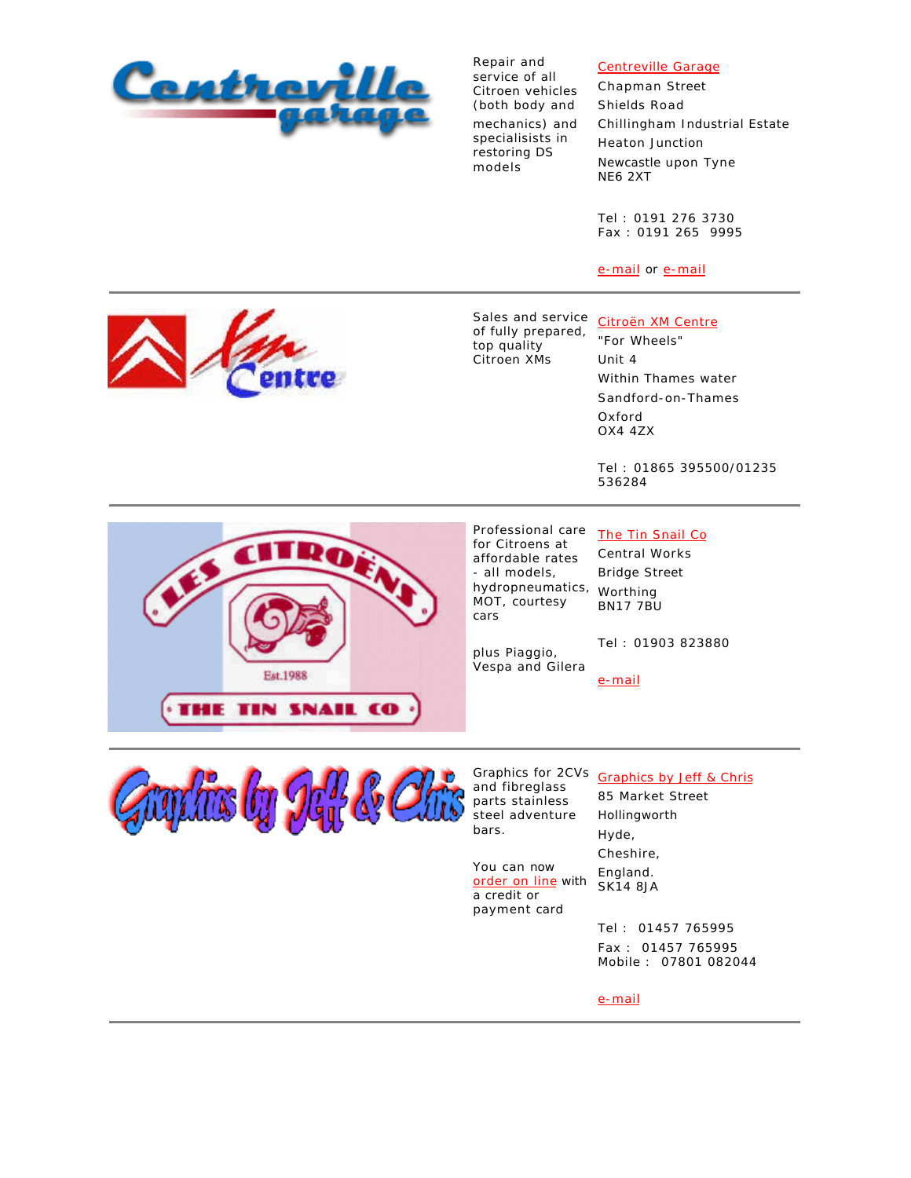Repair and service of all Citroen vehicles (both body and mechanics) and specialisists in restoring DS models

Centreville Garage
Chapman Street
Shields Road
Chillingham Industrial Estate
Heaton Junction
Newcastle upon Tyne
NE6 2XT

Tel : 0191 276 3730
Fax : 0191 265 9995

e-mail or e-mail

---

Sales and service of fully prepared, top quality Citroen XMs

Citroën XM Centre
"For Wheels"
Unit 4
Within Thames water
Sandford-on-Thames
Oxford
OX4 4ZX

Tel : 01865 395500/01235 536284

---

Professional care for Citroens at affordable rates - all models, hydropneumatics, MOT, courtesy cars

plus Piaggio, Vespa and Gilera

The Tin Snail Co
Central Works
Bridge Street
Worthing
BN17 7BU

Tel : 01903 823880

e-mail

---

Graphics for 2CVs and fibreglass parts stainless steel adventure bars.

You can now order on line with a credit or payment card

Graphics by Jeff & Chris
85 Market Street
Hollingworth
Hyde,
Cheshire,
England.
SK14 8JA

Tel : 01457 765995
Fax : 01457 765995
Mobile : 07801 082044

e-mail

---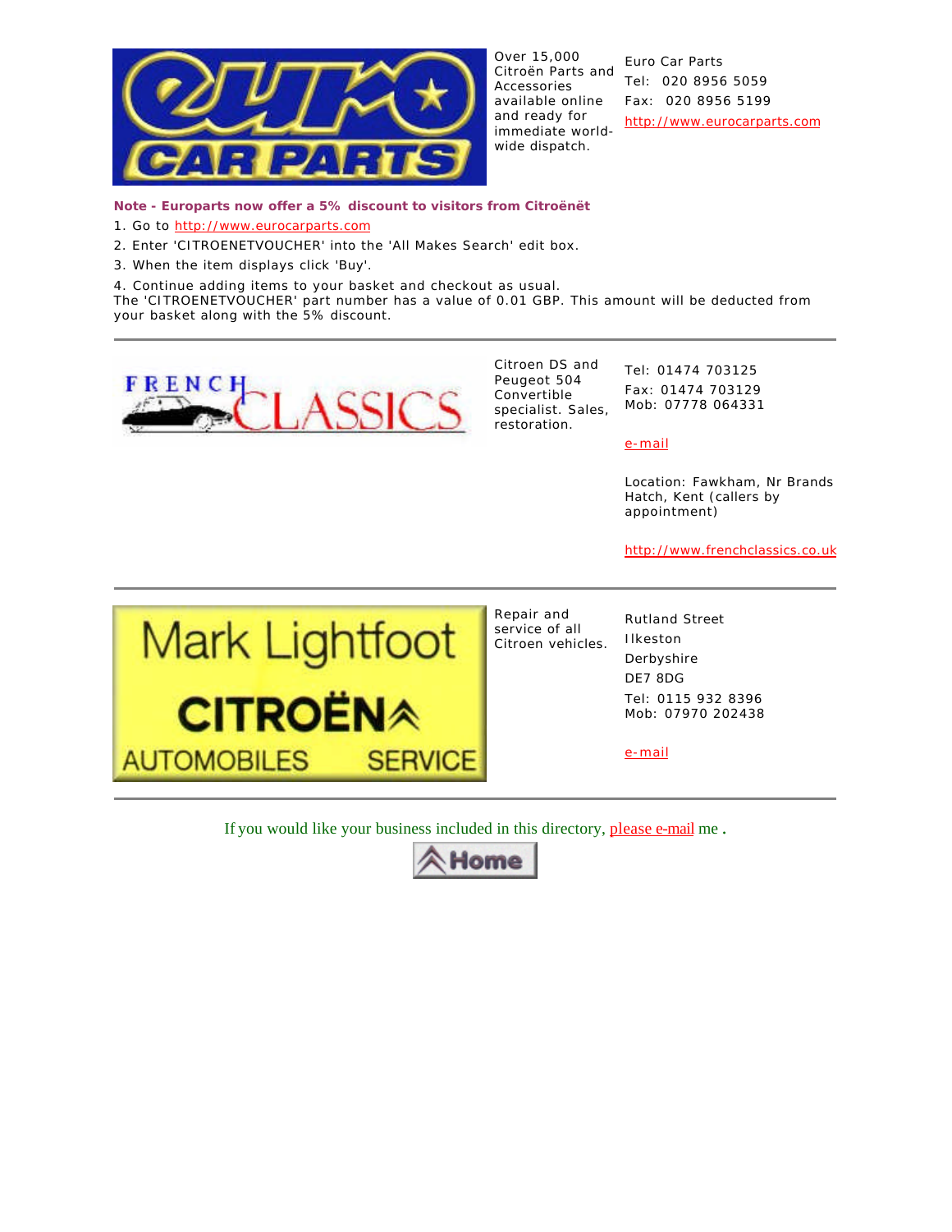Over 15,000 Citroën Parts and Accessories available online and ready for immediate world-wide dispatch.

Euro Car Parts
Tel: 020 8956 5059
Fax: 020 8956 5199
http://www.eurocarparts.com

**Note - Europarts now offer a 5% discount to visitors from Citroënët**

1. Go to http://www.eurocarparts.com
2. Enter 'CITROENETVOUCHER' into the 'All Makes Search' edit box.
3. When the item displays click 'Buy'.
4. Continue adding items to your basket and checkout as usual.

The 'CITROENETVOUCHER' part number has a value of 0.01 GBP. This amount will be deducted from your basket along with the 5% discount.

---

Citroen DS and Peugeot 504 Convertible specialist. Sales, restoration.

Tel: 01474 703125
Fax: 01474 703129
Mob: 07778 064331

e-mail

Location: Fawkham, Nr Brands Hatch, Kent (callers by appointment)

http://www.frenchclassics.co.uk

---

Repair and service of all Citroen vehicles.

Rutland Street
Ilkeston
Derbyshire
DE7 8DG
Tel: 0115 932 8396
Mob: 07970 202438

e-mail

---

If you would like your business included in this directory, please e-mail me .

Home